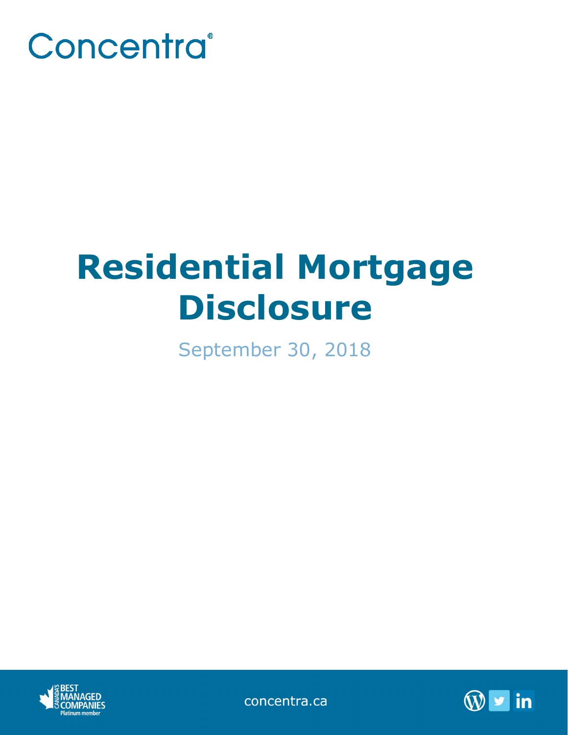Concentra®

# Residential Mortgage Disclosure

September 30, 2018

concentra.ca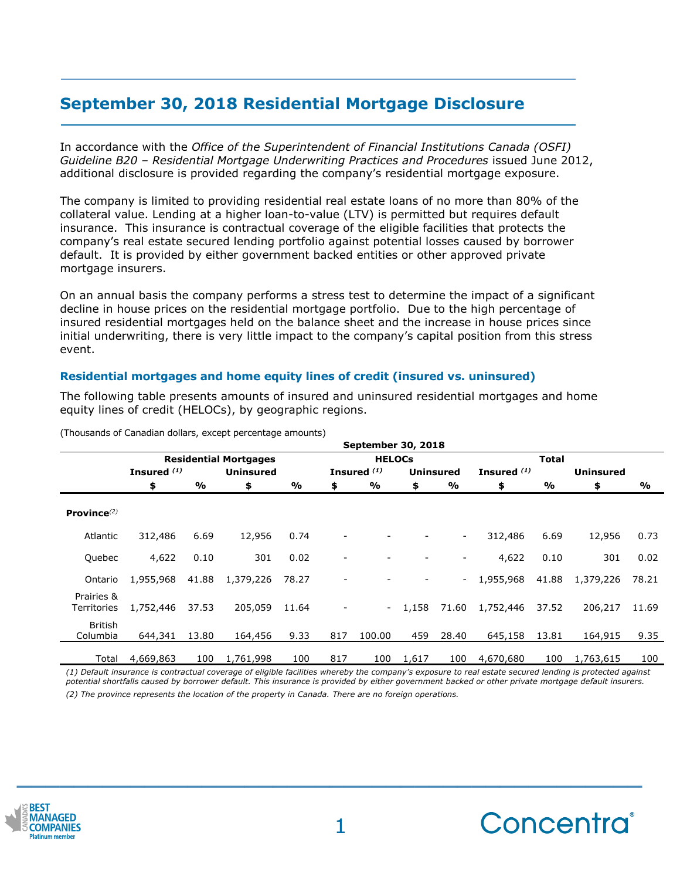# September 30, 2018 Residential Mortgage Disclosure

In accordance with the *Office of the Superintendent of Financial Institutions Canada (OSFI) Guideline B20 – Residential Mortgage Underwriting Practices and Procedures* issued June 2012, additional disclosure is provided regarding the company's residential mortgage exposure.

The company is limited to providing residential real estate loans of no more than 80% of the collateral value. Lending at a higher loan-to-value (LTV) is permitted but requires default insurance. This insurance is contractual coverage of the eligible facilities that protects the company's real estate secured lending portfolio against potential losses caused by borrower default. It is provided by either government backed entities or other approved private mortgage insurers.

On an annual basis the company performs a stress test to determine the impact of a significant decline in house prices on the residential mortgage portfolio. Due to the high percentage of insured residential mortgages held on the balance sheet and the increase in house prices since initial underwriting, there is very little impact to the company's capital position from this stress event.

### Residential mortgages and home equity lines of credit (insured vs. uninsured)

The following table presents amounts of insured and uninsured residential mortgages and home equity lines of credit (HELOCs), by geographic regions.

(Thousands of Canadian dollars, except percentage amounts)

| | September 30, 2018 | | | | | | | | | | | |
|---|---|---|---|---|---|---|---|---|---|---|---|---|
| | **Residential Mortgages** | | | | **HELOCs** | | | | **Total** | | | |
| | **Insured (1)** | | **Uninsured** | | **Insured (1)** | | **Uninsured** | | **Insured (1)** | | **Uninsured** | |
| | **$** | **%** | **$** | **%** | **$** | **%** | **$** | **%** | **$** | **%** | **$** | **%** |
| **Province(2)** | | | | | | | | | | | | |
| Atlantic | 312,486 | 6.69 | 12,956 | 0.74 | - | - | - | - | 312,486 | 6.69 | 12,956 | 0.73 |
| Quebec | 4,622 | 0.10 | 301 | 0.02 | - | - | - | - | 4,622 | 0.10 | 301 | 0.02 |
| Ontario | 1,955,968 | 41.88 | 1,379,226 | 78.27 | - | - | - | - | 1,955,968 | 41.88 | 1,379,226 | 78.21 |
| Prairies & Territories | 1,752,446 | 37.53 | 205,059 | 11.64 | - | - | 1,158 | 71.60 | 1,752,446 | 37.52 | 206,217 | 11.69 |
| British Columbia | 644,341 | 13.80 | 164,456 | 9.33 | 817 | 100.00 | 459 | 28.40 | 645,158 | 13.81 | 164,915 | 9.35 |
| Total | 4,669,863 | 100 | 1,761,998 | 100 | 817 | 100 | 1,617 | 100 | 4,670,680 | 100 | 1,763,615 | 100 |

*(1) Default insurance is contractual coverage of eligible facilities whereby the company's exposure to real estate secured lending is protected against potential shortfalls caused by borrower default. This insurance is provided by either government backed or other private mortgage default insurers.*

*(2) The province represents the location of the property in Canada. There are no foreign operations.*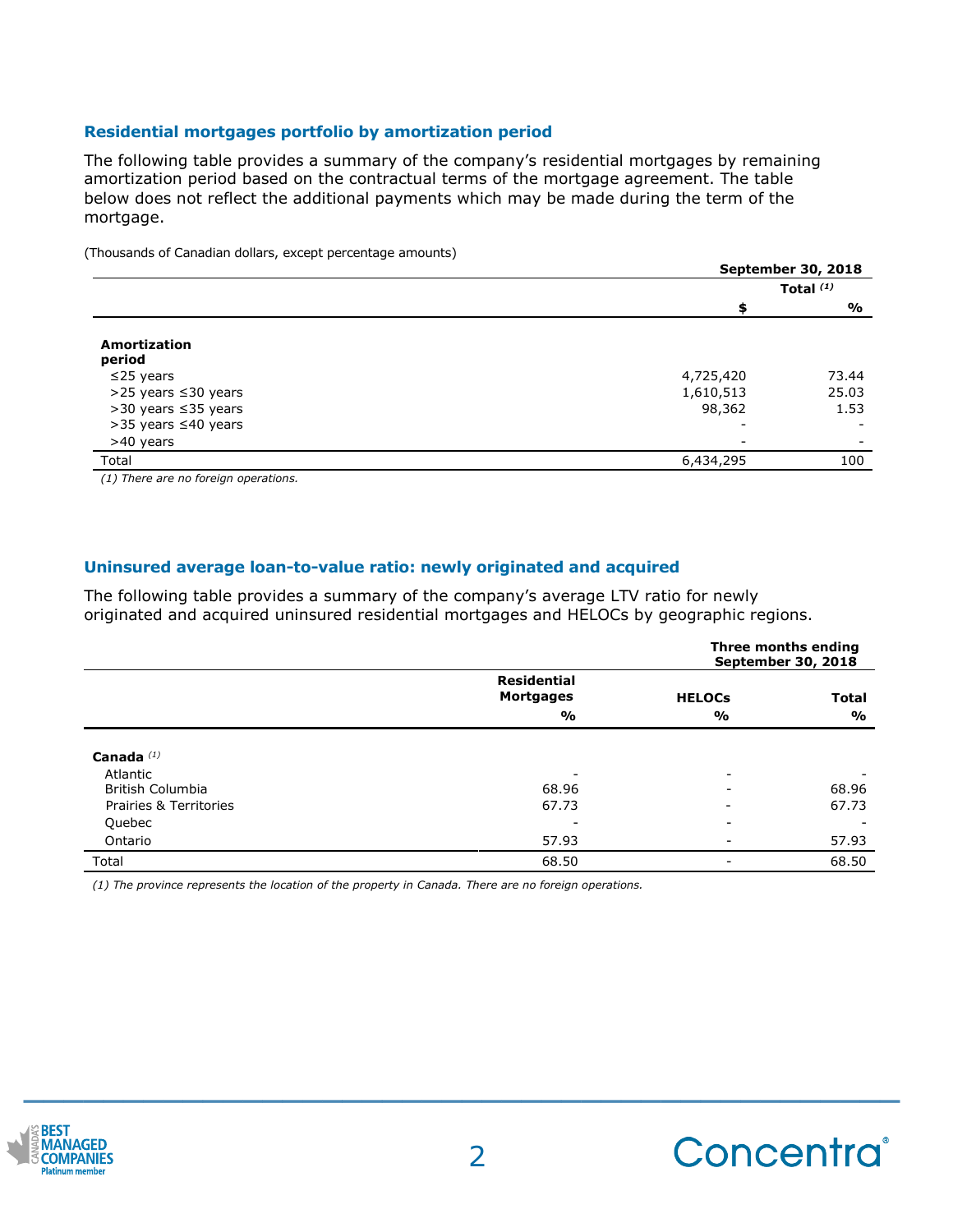## Residential mortgages portfolio by amortization period

The following table provides a summary of the company's residential mortgages by remaining amortization period based on the contractual terms of the mortgage agreement. The table below does not reflect the additional payments which may be made during the term of the mortgage.

(Thousands of Canadian dollars, except percentage amounts)

| | September 30, 2018 | |
|---|---|---|
| | Total (1) | |
| | $ | % |
| **Amortization period** | | |
| ≤25 years | 4,725,420 | 73.44 |
| >25 years ≤30 years | 1,610,513 | 25.03 |
| >30 years ≤35 years | 98,362 | 1.53 |
| >35 years ≤40 years | - | - |
| >40 years | - | - |
| Total | 6,434,295 | 100 |

*(1) There are no foreign operations.*

## Uninsured average loan-to-value ratio: newly originated and acquired

The following table provides a summary of the company's average LTV ratio for newly originated and acquired uninsured residential mortgages and HELOCs by geographic regions.

| | Three months ending September 30, 2018 | | |
|---|---|---|---|
| | Residential Mortgages | HELOCs | Total |
| | % | % | % |
| **Canada** (1) | | | |
| Atlantic | - | - | - |
| British Columbia | 68.96 | - | 68.96 |
| Prairies & Territories | 67.73 | - | 67.73 |
| Quebec | - | - | - |
| Ontario | 57.93 | - | 57.93 |
| Total | 68.50 | - | 68.50 |

*(1) The province represents the location of the property in Canada. There are no foreign operations.*